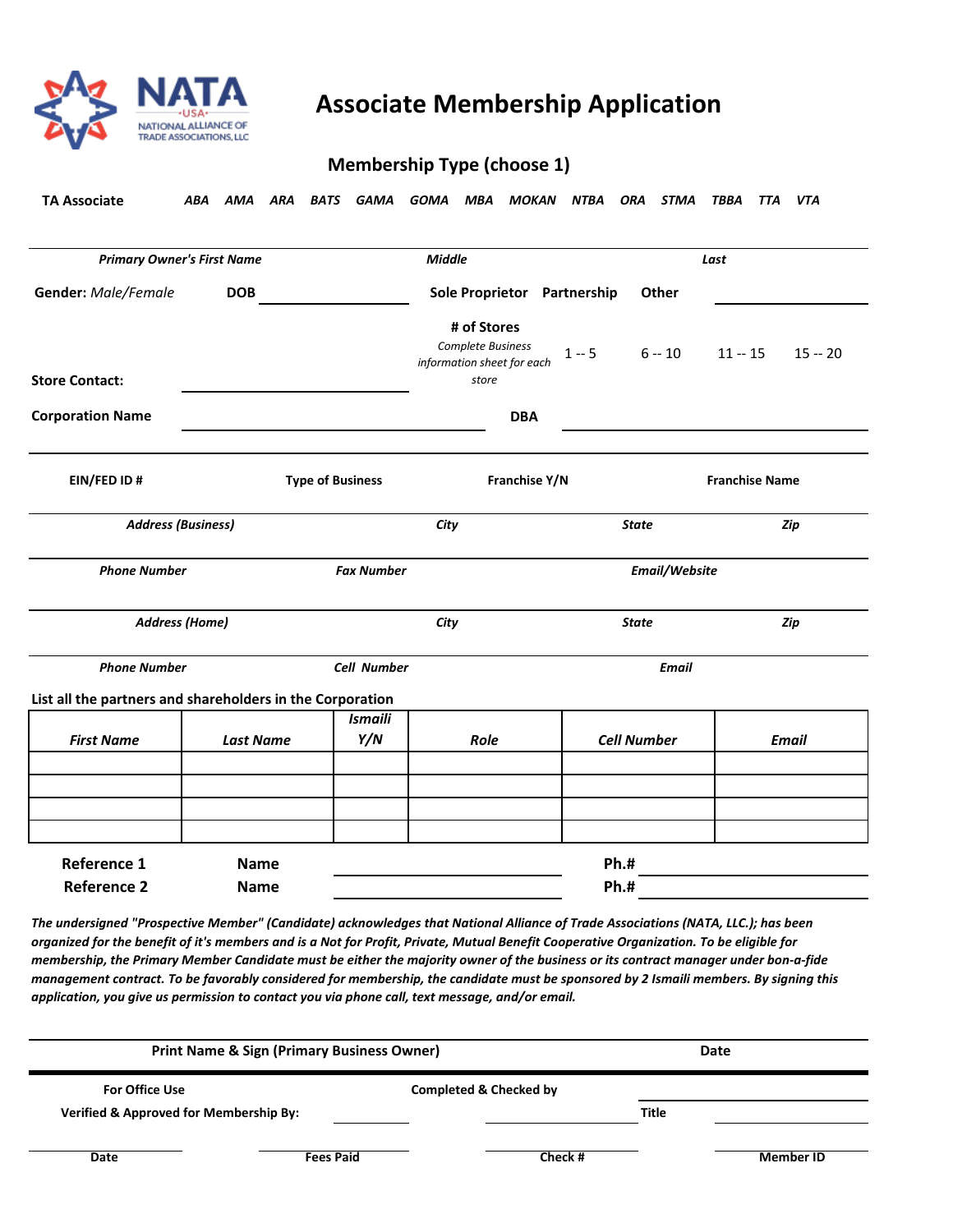NATA
-USA-
NATIONAL ALLIANCE OF TRADE ASSOCIATIONS, LLC

# Associate Membership Application

## Membership Type (choose 1)

**TA Associate** *ABA AMA ARA BATS GAMA GOMA MBA MOKAN NTBA ORA STMA TBBA TTA VTA*

***Primary Owner's First Name*** ***Middle*** ***Last***

**Gender:** *Male/Female* **DOB** ____________ **Sole Proprietor** **Partnership** **Other** ____________

**# of Stores**
*Complete Business information sheet for each store* 1 -- 5 6 -- 10 11 -- 15 15 -- 20

**Store Contact:** ____________

**Corporation Name** ____________ **DBA** ____________

**EIN/FED ID #** **Type of Business** **Franchise Y/N** **Franchise Name**

***Address (Business)*** ***City*** ***State*** ***Zip***

***Phone Number*** ***Fax Number*** ***Email/Website***

***Address (Home)*** ***City*** ***State*** ***Zip***

***Phone Number*** ***Cell Number*** ***Email***

**List all the partners and shareholders in the Corporation**

| *First Name* | *Last Name* | *Ismaili Y/N* | *Role* | *Cell Number* | *Email* |
|---|---|---|---|---|---|
| | | | | | |
| | | | | | |
| | | | | | |
| | | | | | |

**Reference 1** **Name** ____________ **Ph.#** ____________

**Reference 2** **Name** ____________ **Ph.#** ____________

***The undersigned "Prospective Member" (Candidate) acknowledges that National Alliance of Trade Associations (NATA, LLC.); has been organized for the benefit of it's members and is a Not for Profit, Private, Mutual Benefit Cooperative Organization. To be eligible for membership, the Primary Member Candidate must be either the majority owner of the business or its contract manager under bon-a-fide management contract. To be favorably considered for membership, the candidate must be sponsored by 2 Ismaili members. By signing this application, you give us permission to contact you via phone call, text message, and/or email.***

**Print Name & Sign (Primary Business Owner)** **Date**

---

**For Office Use** **Completed & Checked by** ____________

**Verified & Approved for Membership By:** ____________ ____________ **Title** ____________

**Date** **Fees Paid** **Check #** **Member ID**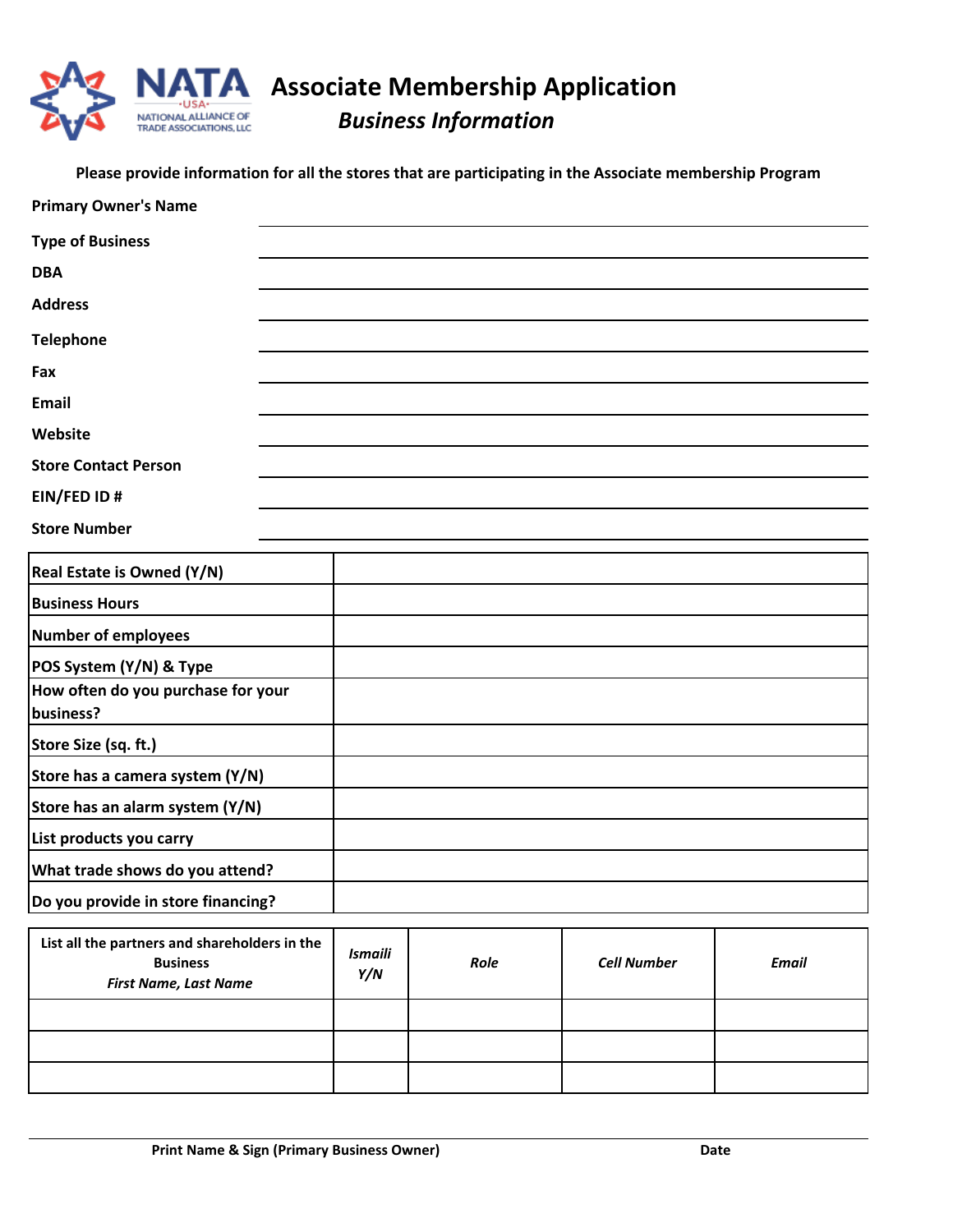NATA -USA- NATIONAL ALLIANCE OF TRADE ASSOCIATIONS, LLC

# Associate Membership Application

## *Business Information*

**Please provide information for all the stores that are participating in the Associate membership Program**

**Primary Owner's Name** ______________________________

**Type of Business** ______________________________

**DBA** ______________________________

**Address** ______________________________

**Telephone** ______________________________

**Fax** ______________________________

**Email** ______________________________

**Website** ______________________________

**Store Contact Person** ______________________________

**EIN/FED ID #** ______________________________

**Store Number** ______________________________

| | |
|---|---|
| **Real Estate is Owned (Y/N)** | |
| **Business Hours** | |
| **Number of employees** | |
| **POS System (Y/N) & Type** | |
| **How often do you purchase for your business?** | |
| **Store Size (sq. ft.)** | |
| **Store has a camera system (Y/N)** | |
| **Store has an alarm system (Y/N)** | |
| **List products you carry** | |
| **What trade shows do you attend?** | |
| **Do you provide in store financing?** | |

| **List all the partners and shareholders in the Business** ***First Name, Last Name*** | ***Ismaili Y/N*** | ***Role*** | ***Cell Number*** | ***Email*** |
|---|---|---|---|---|
| | | | | |
| | | | | |
| | | | | |

______________________________

**Print Name & Sign (Primary Business Owner)** **Date**